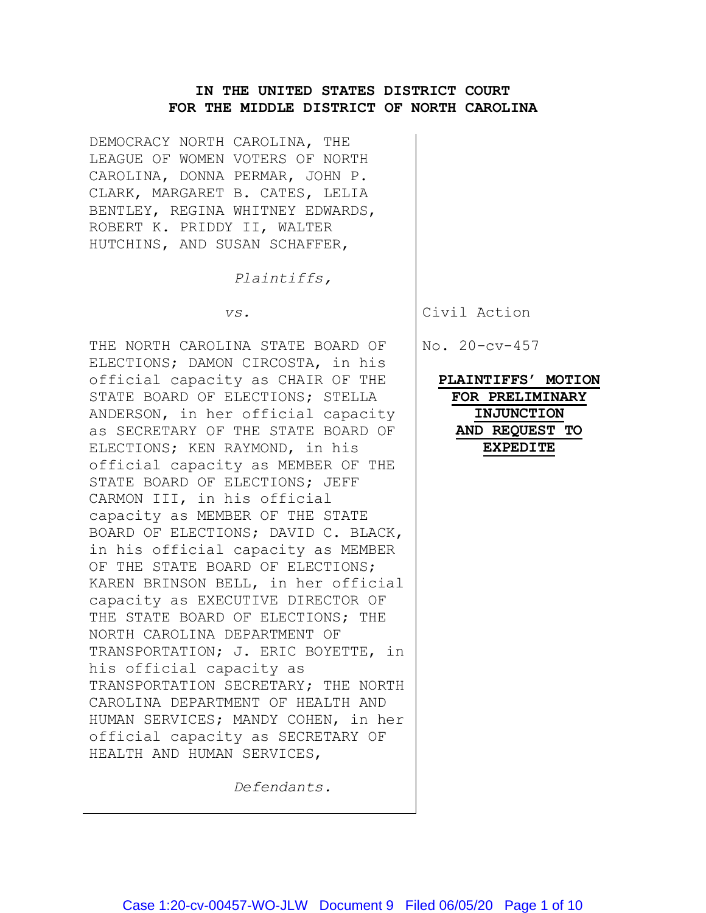**IN THE UNITED STATES DISTRICT COURT**
**FOR THE MIDDLE DISTRICT OF NORTH CAROLINA**

DEMOCRACY NORTH CAROLINA, THE LEAGUE OF WOMEN VOTERS OF NORTH CAROLINA, DONNA PERMAR, JOHN P. CLARK, MARGARET B. CATES, LELIA BENTLEY, REGINA WHITNEY EDWARDS, ROBERT K. PRIDDY II, WALTER HUTCHINS, AND SUSAN SCHAFFER,

*Plaintiffs,*

*vs.*

THE NORTH CAROLINA STATE BOARD OF ELECTIONS; DAMON CIRCOSTA, in his official capacity as CHAIR OF THE STATE BOARD OF ELECTIONS; STELLA ANDERSON, in her official capacity as SECRETARY OF THE STATE BOARD OF ELECTIONS; KEN RAYMOND, in his official capacity as MEMBER OF THE STATE BOARD OF ELECTIONS; JEFF CARMON III, in his official capacity as MEMBER OF THE STATE BOARD OF ELECTIONS; DAVID C. BLACK, in his official capacity as MEMBER OF THE STATE BOARD OF ELECTIONS; KAREN BRINSON BELL, in her official capacity as EXECUTIVE DIRECTOR OF THE STATE BOARD OF ELECTIONS; THE NORTH CAROLINA DEPARTMENT OF TRANSPORTATION; J. ERIC BOYETTE, in his official capacity as TRANSPORTATION SECRETARY; THE NORTH CAROLINA DEPARTMENT OF HEALTH AND HUMAN SERVICES; MANDY COHEN, in her official capacity as SECRETARY OF HEALTH AND HUMAN SERVICES,

*Defendants.*

Civil Action

No. 20-cv-457

**PLAINTIFFS' MOTION FOR PRELIMINARY INJUNCTION AND REQUEST TO EXPEDITE**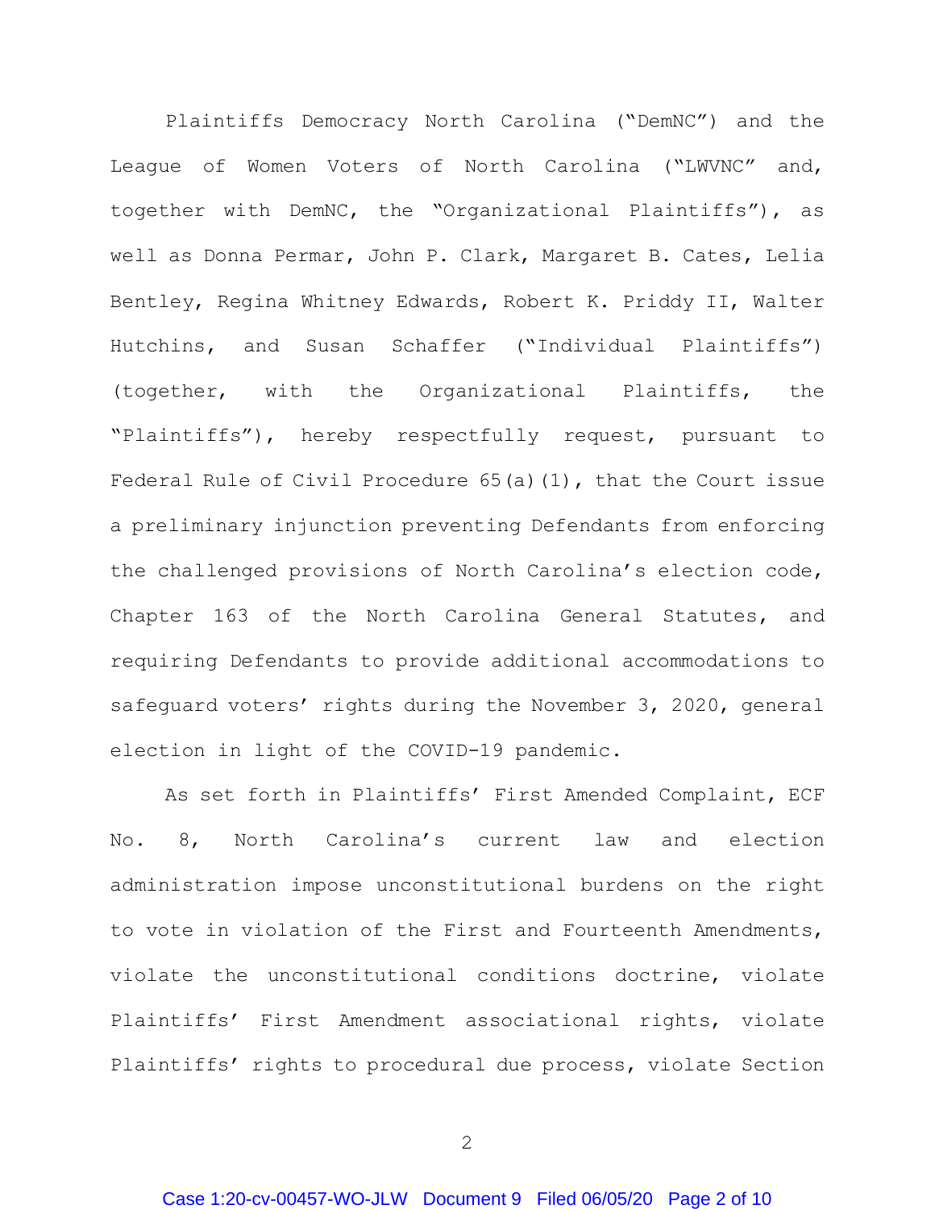Plaintiffs Democracy North Carolina ("DemNC") and the League of Women Voters of North Carolina ("LWVNC" and, together with DemNC, the "Organizational Plaintiffs"), as well as Donna Permar, John P. Clark, Margaret B. Cates, Lelia Bentley, Regina Whitney Edwards, Robert K. Priddy II, Walter Hutchins, and Susan Schaffer ("Individual Plaintiffs") (together, with the Organizational Plaintiffs, the "Plaintiffs"), hereby respectfully request, pursuant to Federal Rule of Civil Procedure 65(a)(1), that the Court issue a preliminary injunction preventing Defendants from enforcing the challenged provisions of North Carolina's election code, Chapter 163 of the North Carolina General Statutes, and requiring Defendants to provide additional accommodations to safeguard voters' rights during the November 3, 2020, general election in light of the COVID-19 pandemic.

As set forth in Plaintiffs' First Amended Complaint, ECF No. 8, North Carolina's current law and election administration impose unconstitutional burdens on the right to vote in violation of the First and Fourteenth Amendments, violate the unconstitutional conditions doctrine, violate Plaintiffs' First Amendment associational rights, violate Plaintiffs' rights to procedural due process, violate Section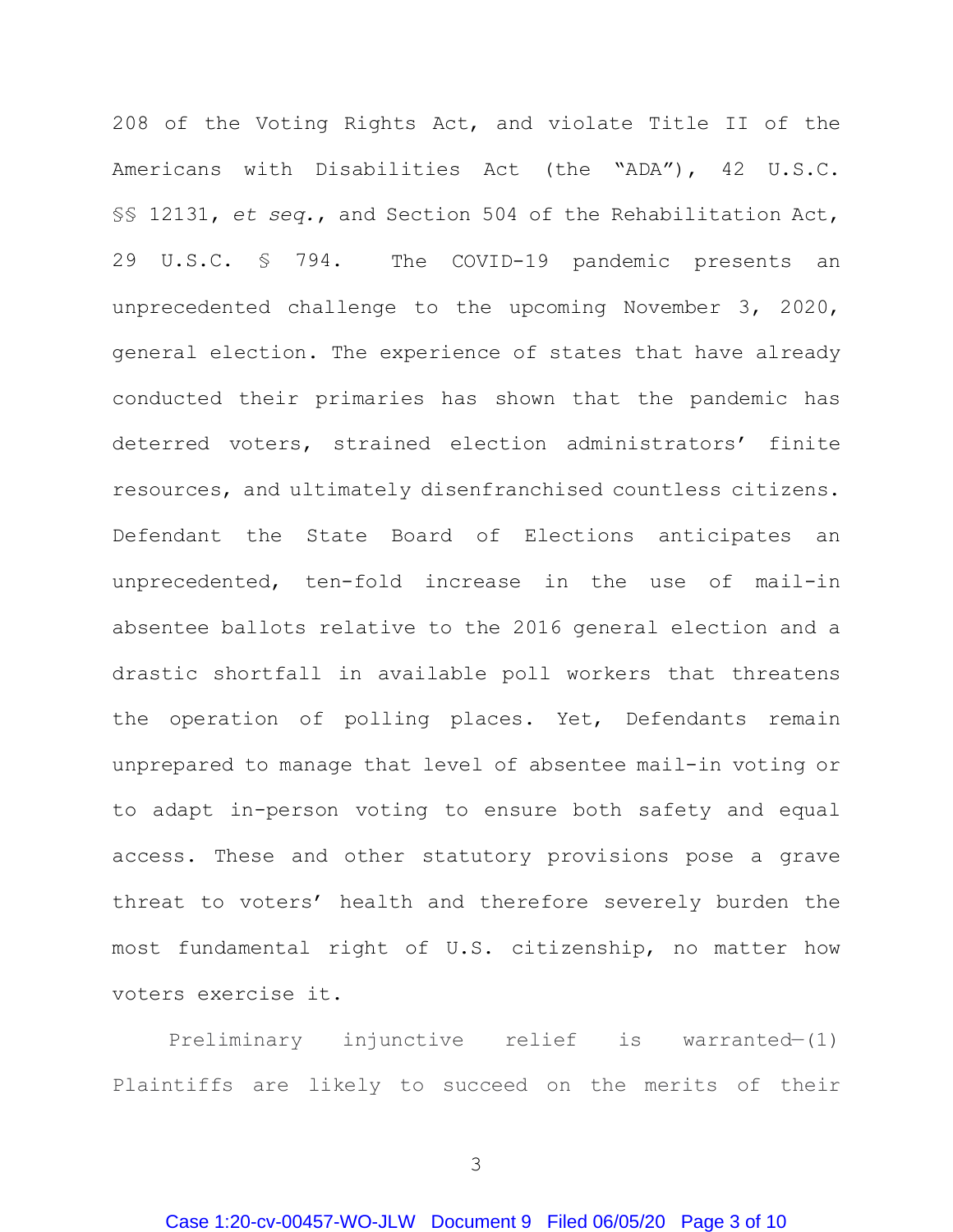208 of the Voting Rights Act, and violate Title II of the Americans with Disabilities Act (the "ADA"), 42 U.S.C. §§ 12131, *et seq.*, and Section 504 of the Rehabilitation Act, 29 U.S.C. § 794. The COVID-19 pandemic presents an unprecedented challenge to the upcoming November 3, 2020, general election. The experience of states that have already conducted their primaries has shown that the pandemic has deterred voters, strained election administrators' finite resources, and ultimately disenfranchised countless citizens. Defendant the State Board of Elections anticipates an unprecedented, ten-fold increase in the use of mail-in absentee ballots relative to the 2016 general election and a drastic shortfall in available poll workers that threatens the operation of polling places. Yet, Defendants remain unprepared to manage that level of absentee mail-in voting or to adapt in-person voting to ensure both safety and equal access. These and other statutory provisions pose a grave threat to voters' health and therefore severely burden the most fundamental right of U.S. citizenship, no matter how voters exercise it.

Preliminary injunctive relief is warranted—(1) Plaintiffs are likely to succeed on the merits of their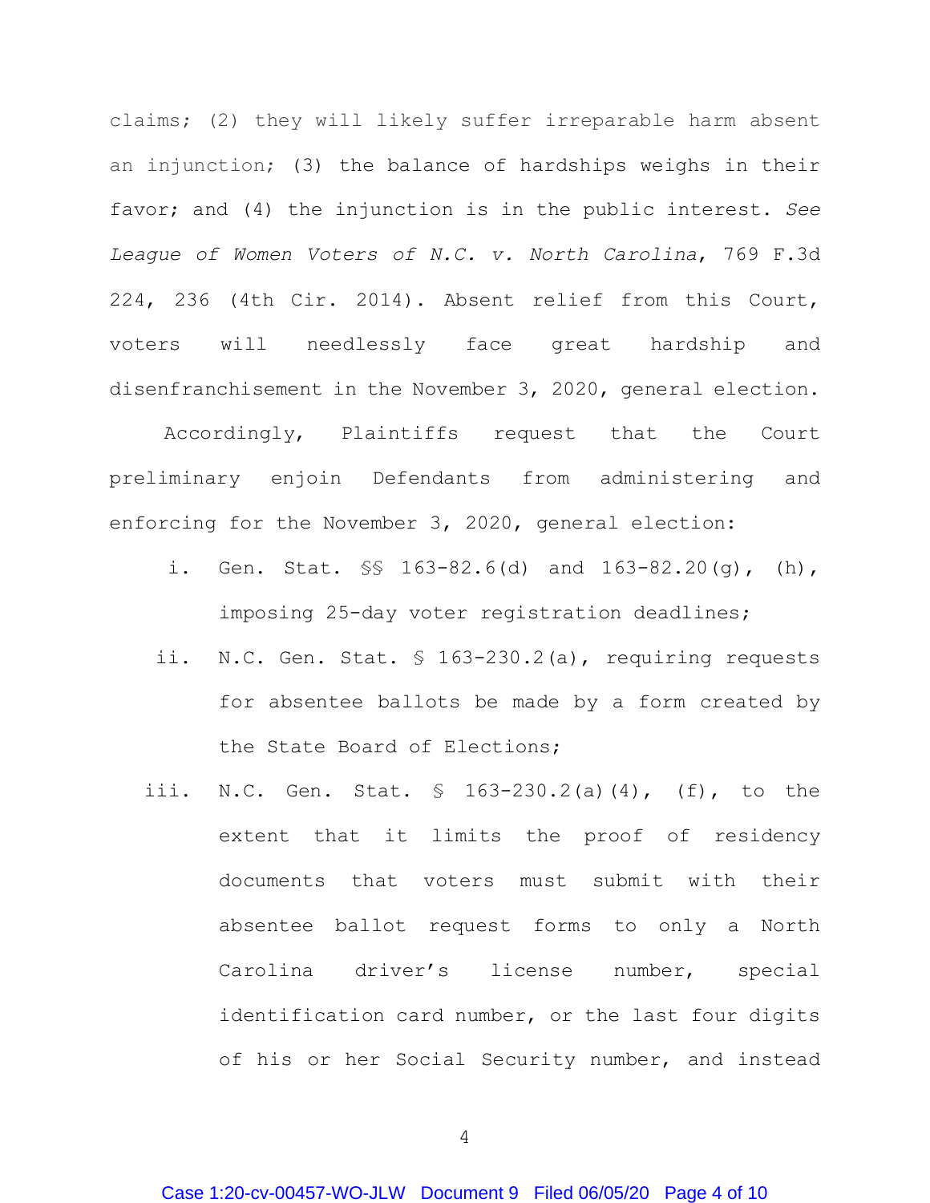claims; (2) they will likely suffer irreparable harm absent an injunction; (3) the balance of hardships weighs in their favor; and (4) the injunction is in the public interest. *See League of Women Voters of N.C. v. North Carolina*, 769 F.3d 224, 236 (4th Cir. 2014). Absent relief from this Court, voters will needlessly face great hardship and disenfranchisement in the November 3, 2020, general election.

Accordingly, Plaintiffs request that the Court preliminary enjoin Defendants from administering and enforcing for the November 3, 2020, general election:

i. Gen. Stat. §§ 163-82.6(d) and 163-82.20(g), (h), imposing 25-day voter registration deadlines;

ii. N.C. Gen. Stat. § 163-230.2(a), requiring requests for absentee ballots be made by a form created by the State Board of Elections;

iii. N.C. Gen. Stat. § 163-230.2(a)(4), (f), to the extent that it limits the proof of residency documents that voters must submit with their absentee ballot request forms to only a North Carolina driver's license number, special identification card number, or the last four digits of his or her Social Security number, and instead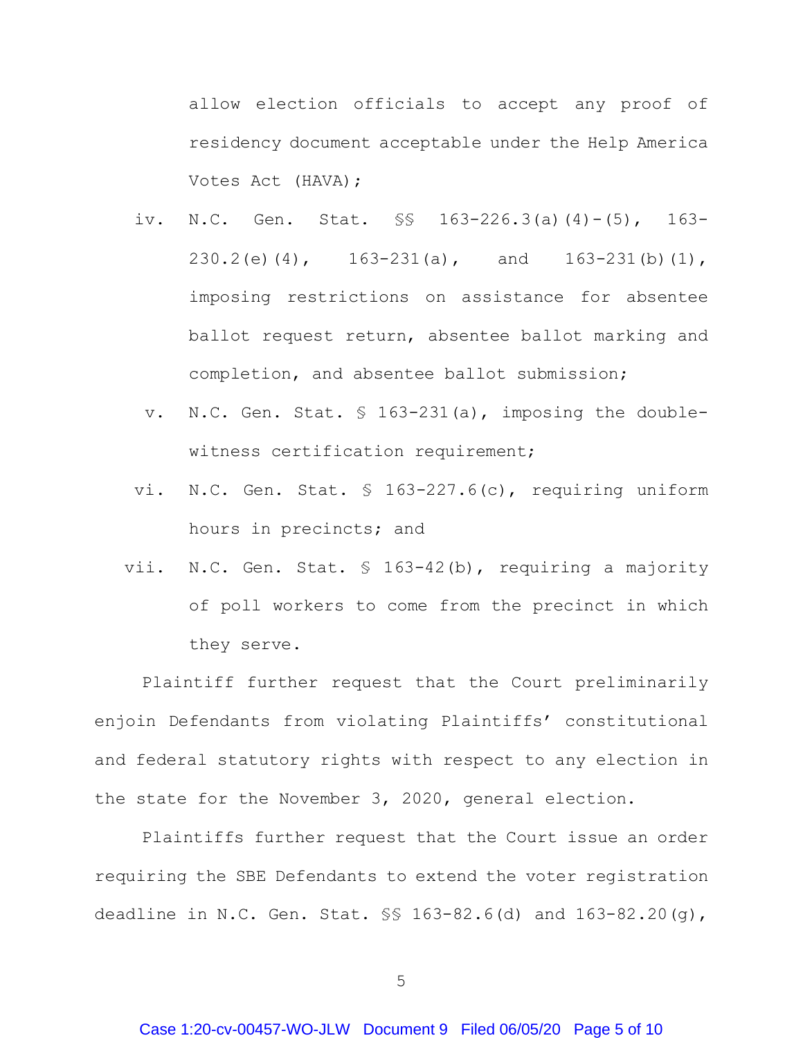allow election officials to accept any proof of residency document acceptable under the Help America Votes Act (HAVA);

iv. N.C. Gen. Stat. §§ 163-226.3(a)(4)-(5), 163-230.2(e)(4), 163-231(a), and 163-231(b)(1), imposing restrictions on assistance for absentee ballot request return, absentee ballot marking and completion, and absentee ballot submission;

v. N.C. Gen. Stat. § 163-231(a), imposing the double-witness certification requirement;

vi. N.C. Gen. Stat. § 163-227.6(c), requiring uniform hours in precincts; and

vii. N.C. Gen. Stat. § 163-42(b), requiring a majority of poll workers to come from the precinct in which they serve.

Plaintiff further request that the Court preliminarily enjoin Defendants from violating Plaintiffs' constitutional and federal statutory rights with respect to any election in the state for the November 3, 2020, general election.

Plaintiffs further request that the Court issue an order requiring the SBE Defendants to extend the voter registration deadline in N.C. Gen. Stat. §§ 163-82.6(d) and 163-82.20(g),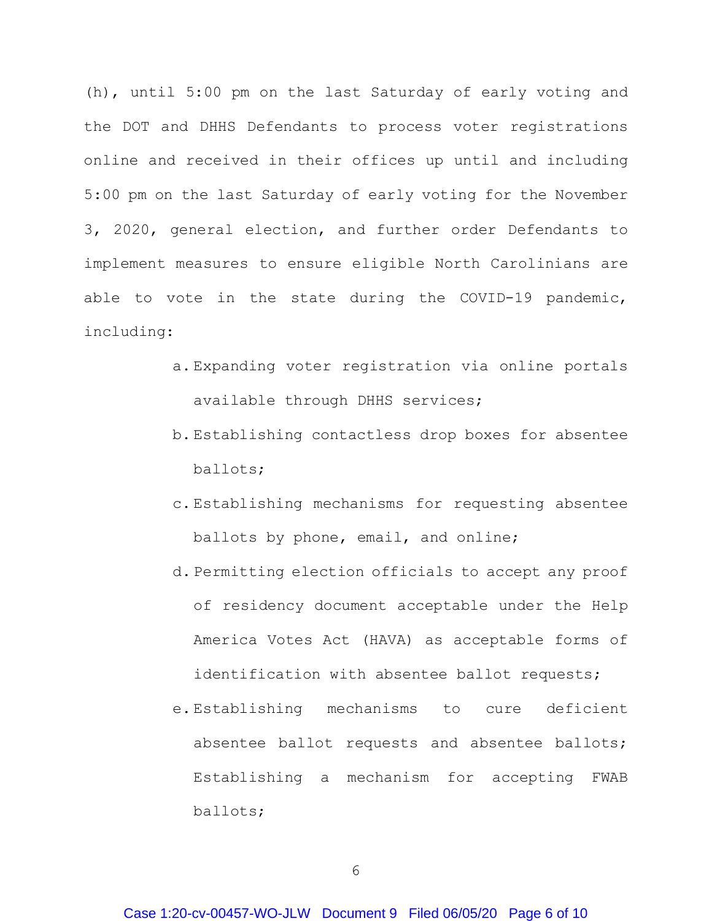(h), until 5:00 pm on the last Saturday of early voting and the DOT and DHHS Defendants to process voter registrations online and received in their offices up until and including 5:00 pm on the last Saturday of early voting for the November 3, 2020, general election, and further order Defendants to implement measures to ensure eligible North Carolinians are able to vote in the state during the COVID-19 pandemic, including:

a. Expanding voter registration via online portals available through DHHS services;
b. Establishing contactless drop boxes for absentee ballots;
c. Establishing mechanisms for requesting absentee ballots by phone, email, and online;
d. Permitting election officials to accept any proof of residency document acceptable under the Help America Votes Act (HAVA) as acceptable forms of identification with absentee ballot requests;
e. Establishing mechanisms to cure deficient absentee ballot requests and absentee ballots; Establishing a mechanism for accepting FWAB ballots;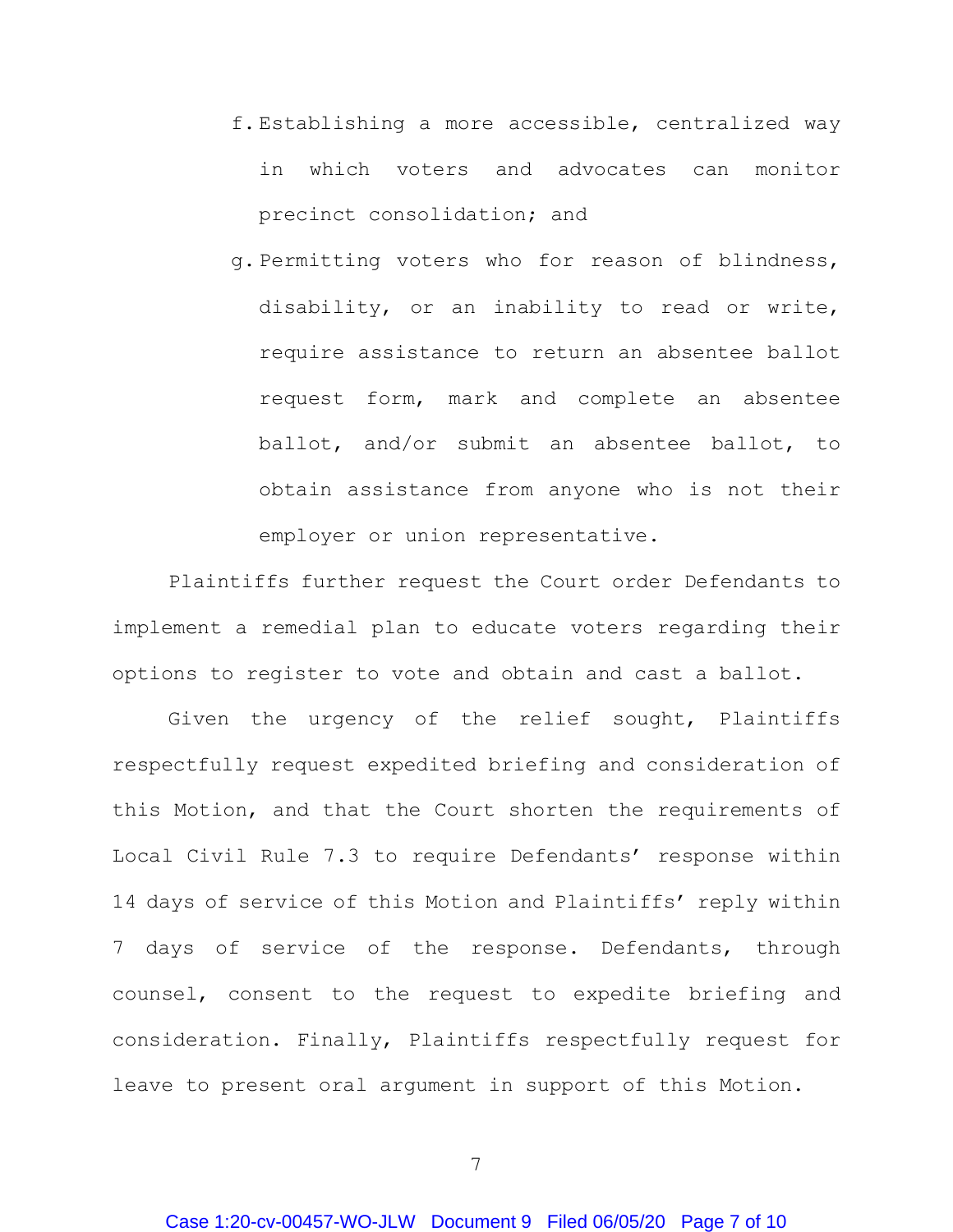f. Establishing a more accessible, centralized way in which voters and advocates can monitor precinct consolidation; and

g. Permitting voters who for reason of blindness, disability, or an inability to read or write, require assistance to return an absentee ballot request form, mark and complete an absentee ballot, and/or submit an absentee ballot, to obtain assistance from anyone who is not their employer or union representative.

Plaintiffs further request the Court order Defendants to implement a remedial plan to educate voters regarding their options to register to vote and obtain and cast a ballot.

Given the urgency of the relief sought, Plaintiffs respectfully request expedited briefing and consideration of this Motion, and that the Court shorten the requirements of Local Civil Rule 7.3 to require Defendants' response within 14 days of service of this Motion and Plaintiffs' reply within 7 days of service of the response. Defendants, through counsel, consent to the request to expedite briefing and consideration. Finally, Plaintiffs respectfully request for leave to present oral argument in support of this Motion.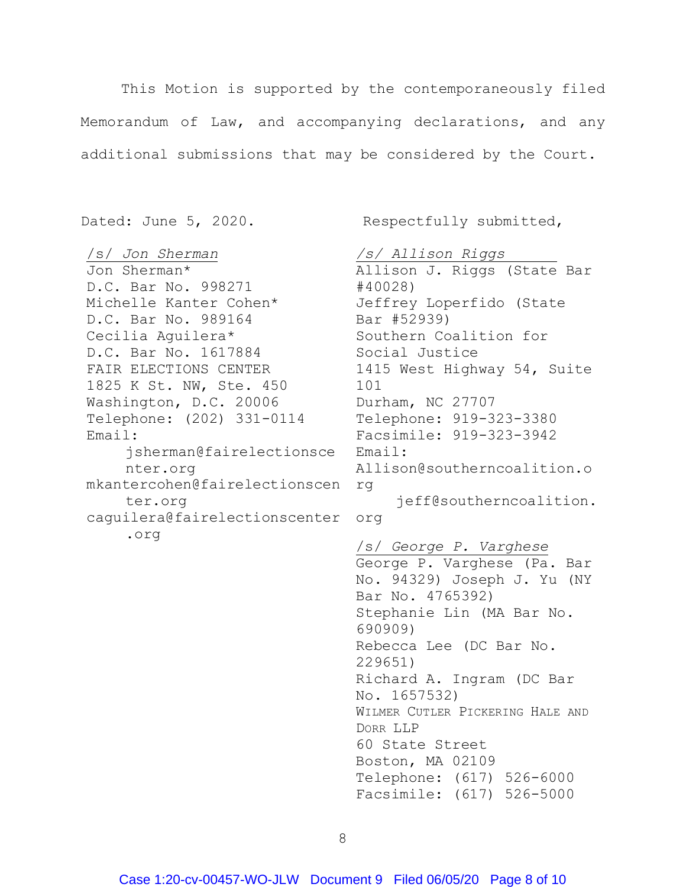This Motion is supported by the contemporaneously filed Memorandum of Law, and accompanying declarations, and any additional submissions that may be considered by the Court.

Dated: June 5, 2020.

Respectfully submitted,

*/s/ Jon Sherman*
Jon Sherman*
D.C. Bar No. 998271
Michelle Kanter Cohen*
D.C. Bar No. 989164
Cecilia Aguilera*
D.C. Bar No. 1617884
FAIR ELECTIONS CENTER
1825 K St. NW, Ste. 450
Washington, D.C. 20006
Telephone: (202) 331-0114
Email:
jsherman@fairelectionscenter.org
mkantercohen@fairelectionscenter.org
caguilera@fairelectionscenter.org

*/s/ Allison Riggs*
Allison J. Riggs (State Bar #40028)
Jeffrey Loperfido (State Bar #52939)
Southern Coalition for Social Justice
1415 West Highway 54, Suite 101
Durham, NC 27707
Telephone: 919-323-3380
Facsimile: 919-323-3942
Email:
Allison@southerncoalition.org
jeff@southerncoalition.org

*/s/ George P. Varghese*
George P. Varghese (Pa. Bar No. 94329) Joseph J. Yu (NY Bar No. 4765392)
Stephanie Lin (MA Bar No. 690909)
Rebecca Lee (DC Bar No. 229651)
Richard A. Ingram (DC Bar No. 1657532)
WILMER CUTLER PICKERING HALE AND DORR LLP
60 State Street
Boston, MA 02109
Telephone: (617) 526-6000
Facsimile: (617) 526-5000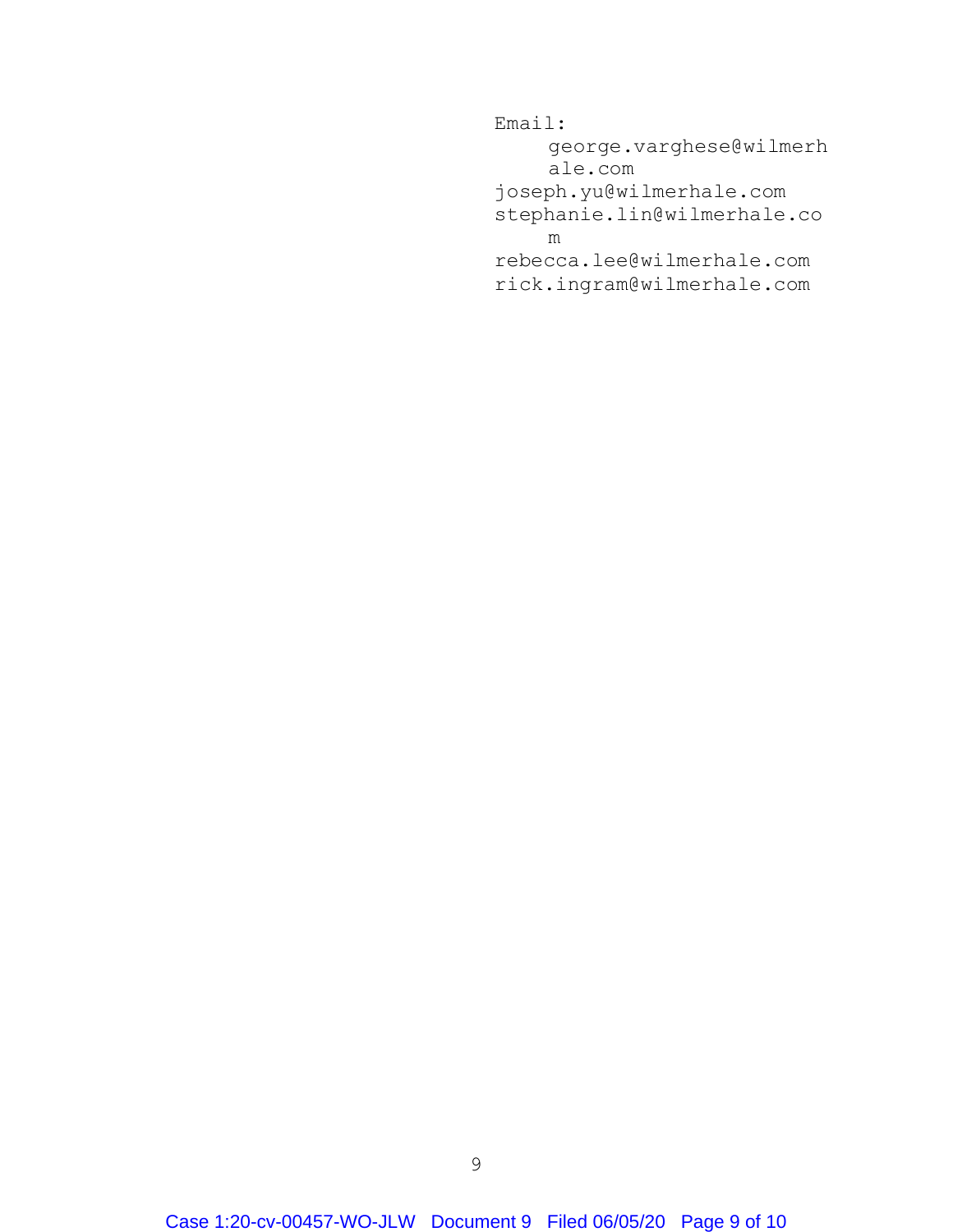Email:
george.varghese@wilmerhale.com
joseph.yu@wilmerhale.com
stephanie.lin@wilmerhale.com
rebecca.lee@wilmerhale.com
rick.ingram@wilmerhale.com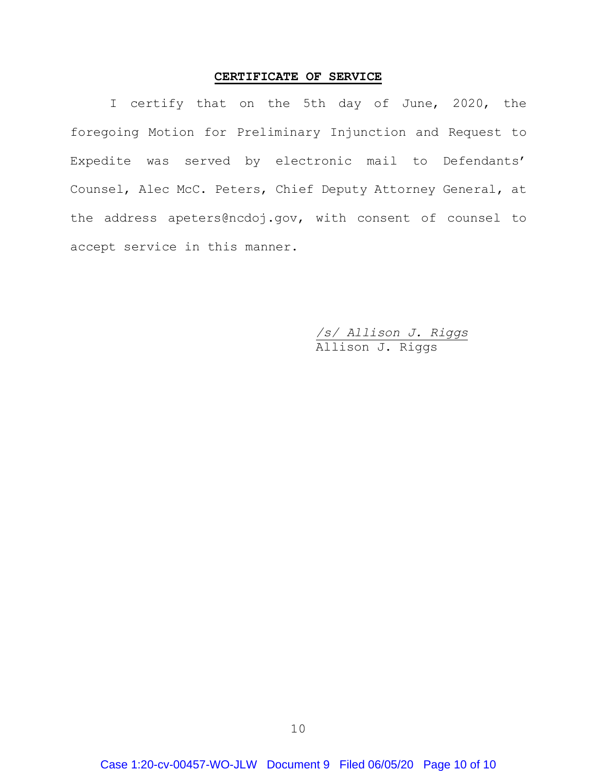**CERTIFICATE OF SERVICE**

I certify that on the 5th day of June, 2020, the foregoing Motion for Preliminary Injunction and Request to Expedite was served by electronic mail to Defendants' Counsel, Alec McC. Peters, Chief Deputy Attorney General, at the address apeters@ncdoj.gov, with consent of counsel to accept service in this manner.

*/s/ Allison J. Riggs*
Allison J. Riggs